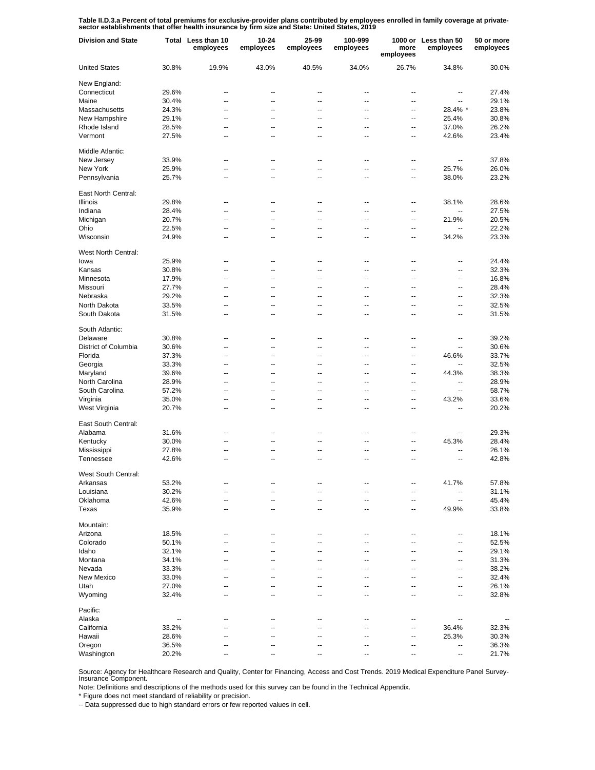**Table II.D.3.a Percent of total premiums for exclusive-provider plans contributed by employees enrolled in family coverage at private-sector establishments that offer health insurance by firm size and State: United States, 2019**

| Division and State | Total | Less than 10 employees | 10-24 employees | 25-99 employees | 100-999 employees | 1000 or more employees | Less than 50 employees | 50 or more employees |
|---|---|---|---|---|---|---|---|---|
| United States | 30.8% | 19.9% | 43.0% | 40.5% | 34.0% | 26.7% | 34.8% | 30.0% |
| New England: | | | | | | | | |
| Connecticut | 29.6% | -- | -- | -- | -- | -- | -- | 27.4% |
| Maine | 30.4% | -- | -- | -- | -- | -- | -- | 29.1% |
| Massachusetts | 24.3% | -- | -- | -- | -- | -- | 28.4% * | 23.8% |
| New Hampshire | 29.1% | -- | -- | -- | -- | -- | 25.4% | 30.8% |
| Rhode Island | 28.5% | -- | -- | -- | -- | -- | 37.0% | 26.2% |
| Vermont | 27.5% | -- | -- | -- | -- | -- | 42.6% | 23.4% |
| Middle Atlantic: | | | | | | | | |
| New Jersey | 33.9% | -- | -- | -- | -- | -- | -- | 37.8% |
| New York | 25.9% | -- | -- | -- | -- | -- | 25.7% | 26.0% |
| Pennsylvania | 25.7% | -- | -- | -- | -- | -- | 38.0% | 23.2% |
| East North Central: | | | | | | | | |
| Illinois | 29.8% | -- | -- | -- | -- | -- | 38.1% | 28.6% |
| Indiana | 28.4% | -- | -- | -- | -- | -- | -- | 27.5% |
| Michigan | 20.7% | -- | -- | -- | -- | -- | 21.9% | 20.5% |
| Ohio | 22.5% | -- | -- | -- | -- | -- | -- | 22.2% |
| Wisconsin | 24.9% | -- | -- | -- | -- | -- | 34.2% | 23.3% |
| West North Central: | | | | | | | | |
| Iowa | 25.9% | -- | -- | -- | -- | -- | -- | 24.4% |
| Kansas | 30.8% | -- | -- | -- | -- | -- | -- | 32.3% |
| Minnesota | 17.9% | -- | -- | -- | -- | -- | -- | 16.8% |
| Missouri | 27.7% | -- | -- | -- | -- | -- | -- | 28.4% |
| Nebraska | 29.2% | -- | -- | -- | -- | -- | -- | 32.3% |
| North Dakota | 33.5% | -- | -- | -- | -- | -- | -- | 32.5% |
| South Dakota | 31.5% | -- | -- | -- | -- | -- | -- | 31.5% |
| South Atlantic: | | | | | | | | |
| Delaware | 30.8% | -- | -- | -- | -- | -- | -- | 39.2% |
| District of Columbia | 30.6% | -- | -- | -- | -- | -- | -- | 30.6% |
| Florida | 37.3% | -- | -- | -- | -- | -- | 46.6% | 33.7% |
| Georgia | 33.3% | -- | -- | -- | -- | -- | -- | 32.5% |
| Maryland | 39.6% | -- | -- | -- | -- | -- | 44.3% | 38.3% |
| North Carolina | 28.9% | -- | -- | -- | -- | -- | -- | 28.9% |
| South Carolina | 57.2% | -- | -- | -- | -- | -- | -- | 58.7% |
| Virginia | 35.0% | -- | -- | -- | -- | -- | 43.2% | 33.6% |
| West Virginia | 20.7% | -- | -- | -- | -- | -- | -- | 20.2% |
| East South Central: | | | | | | | | |
| Alabama | 31.6% | -- | -- | -- | -- | -- | -- | 29.3% |
| Kentucky | 30.0% | -- | -- | -- | -- | -- | 45.3% | 28.4% |
| Mississippi | 27.8% | -- | -- | -- | -- | -- | -- | 26.1% |
| Tennessee | 42.6% | -- | -- | -- | -- | -- | -- | 42.8% |
| West South Central: | | | | | | | | |
| Arkansas | 53.2% | -- | -- | -- | -- | -- | 41.7% | 57.8% |
| Louisiana | 30.2% | -- | -- | -- | -- | -- | -- | 31.1% |
| Oklahoma | 42.6% | -- | -- | -- | -- | -- | -- | 45.4% |
| Texas | 35.9% | -- | -- | -- | -- | -- | 49.9% | 33.8% |
| Mountain: | | | | | | | | |
| Arizona | 18.5% | -- | -- | -- | -- | -- | -- | 18.1% |
| Colorado | 50.1% | -- | -- | -- | -- | -- | -- | 52.5% |
| Idaho | 32.1% | -- | -- | -- | -- | -- | -- | 29.1% |
| Montana | 34.1% | -- | -- | -- | -- | -- | -- | 31.3% |
| Nevada | 33.3% | -- | -- | -- | -- | -- | -- | 38.2% |
| New Mexico | 33.0% | -- | -- | -- | -- | -- | -- | 32.4% |
| Utah | 27.0% | -- | -- | -- | -- | -- | -- | 26.1% |
| Wyoming | 32.4% | -- | -- | -- | -- | -- | -- | 32.8% |
| Pacific: | | | | | | | | |
| Alaska | -- | -- | -- | -- | -- | -- | -- | -- |
| California | 33.2% | -- | -- | -- | -- | -- | 36.4% | 32.3% |
| Hawaii | 28.6% | -- | -- | -- | -- | -- | 25.3% | 30.3% |
| Oregon | 36.5% | -- | -- | -- | -- | -- | -- | 36.3% |
| Washington | 20.2% | -- | -- | -- | -- | -- | -- | 21.7% |

Source: Agency for Healthcare Research and Quality, Center for Financing, Access and Cost Trends. 2019 Medical Expenditure Panel Survey-Insurance Component.

Note: Definitions and descriptions of the methods used for this survey can be found in the Technical Appendix.

* Figure does not meet standard of reliability or precision.

-- Data suppressed due to high standard errors or few reported values in cell.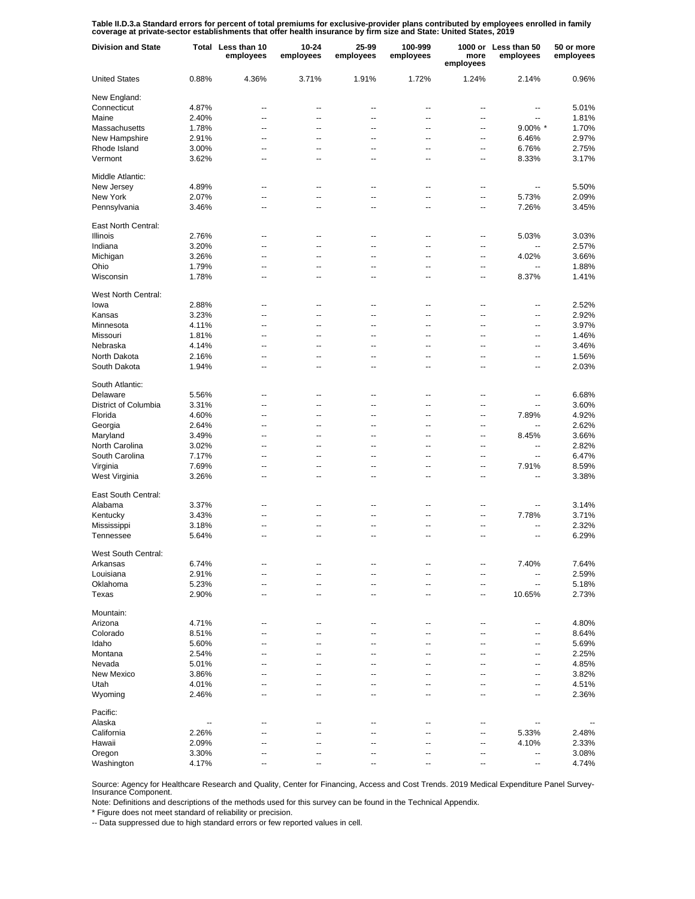**Table II.D.3.a Standard errors for percent of total premiums for exclusive-provider plans contributed by employees enrolled in family coverage at private-sector establishments that offer health insurance by firm size and State: United States, 2019**

| Division and State | Total | Less than 10 employees | 10-24 employees | 25-99 employees | 100-999 employees | 1000 or more employees | Less than 50 employees | 50 or more employees |
|---|---|---|---|---|---|---|---|---|
| United States | 0.88% | 4.36% | 3.71% | 1.91% | 1.72% | 1.24% | 2.14% | 0.96% |
| New England: | | | | | | | | |
| Connecticut | 4.87% | -- | -- | -- | -- | -- | -- | 5.01% |
| Maine | 2.40% | -- | -- | -- | -- | -- | -- | 1.81% |
| Massachusetts | 1.78% | -- | -- | -- | -- | -- | 9.00% * | 1.70% |
| New Hampshire | 2.91% | -- | -- | -- | -- | -- | 6.46% | 2.97% |
| Rhode Island | 3.00% | -- | -- | -- | -- | -- | 6.76% | 2.75% |
| Vermont | 3.62% | -- | -- | -- | -- | -- | 8.33% | 3.17% |
| Middle Atlantic: | | | | | | | | |
| New Jersey | 4.89% | -- | -- | -- | -- | -- | -- | 5.50% |
| New York | 2.07% | -- | -- | -- | -- | -- | 5.73% | 2.09% |
| Pennsylvania | 3.46% | -- | -- | -- | -- | -- | 7.26% | 3.45% |
| East North Central: | | | | | | | | |
| Illinois | 2.76% | -- | -- | -- | -- | -- | 5.03% | 3.03% |
| Indiana | 3.20% | -- | -- | -- | -- | -- | -- | 2.57% |
| Michigan | 3.26% | -- | -- | -- | -- | -- | 4.02% | 3.66% |
| Ohio | 1.79% | -- | -- | -- | -- | -- | -- | 1.88% |
| Wisconsin | 1.78% | -- | -- | -- | -- | -- | 8.37% | 1.41% |
| West North Central: | | | | | | | | |
| Iowa | 2.88% | -- | -- | -- | -- | -- | -- | 2.52% |
| Kansas | 3.23% | -- | -- | -- | -- | -- | -- | 2.92% |
| Minnesota | 4.11% | -- | -- | -- | -- | -- | -- | 3.97% |
| Missouri | 1.81% | -- | -- | -- | -- | -- | -- | 1.46% |
| Nebraska | 4.14% | -- | -- | -- | -- | -- | -- | 3.46% |
| North Dakota | 2.16% | -- | -- | -- | -- | -- | -- | 1.56% |
| South Dakota | 1.94% | -- | -- | -- | -- | -- | -- | 2.03% |
| South Atlantic: | | | | | | | | |
| Delaware | 5.56% | -- | -- | -- | -- | -- | -- | 6.68% |
| District of Columbia | 3.31% | -- | -- | -- | -- | -- | -- | 3.60% |
| Florida | 4.60% | -- | -- | -- | -- | -- | 7.89% | 4.92% |
| Georgia | 2.64% | -- | -- | -- | -- | -- | -- | 2.62% |
| Maryland | 3.49% | -- | -- | -- | -- | -- | 8.45% | 3.66% |
| North Carolina | 3.02% | -- | -- | -- | -- | -- | -- | 2.82% |
| South Carolina | 7.17% | -- | -- | -- | -- | -- | -- | 6.47% |
| Virginia | 7.69% | -- | -- | -- | -- | -- | 7.91% | 8.59% |
| West Virginia | 3.26% | -- | -- | -- | -- | -- | -- | 3.38% |
| East South Central: | | | | | | | | |
| Alabama | 3.37% | -- | -- | -- | -- | -- | -- | 3.14% |
| Kentucky | 3.43% | -- | -- | -- | -- | -- | 7.78% | 3.71% |
| Mississippi | 3.18% | -- | -- | -- | -- | -- | -- | 2.32% |
| Tennessee | 5.64% | -- | -- | -- | -- | -- | -- | 6.29% |
| West South Central: | | | | | | | | |
| Arkansas | 6.74% | -- | -- | -- | -- | -- | 7.40% | 7.64% |
| Louisiana | 2.91% | -- | -- | -- | -- | -- | -- | 2.59% |
| Oklahoma | 5.23% | -- | -- | -- | -- | -- | -- | 5.18% |
| Texas | 2.90% | -- | -- | -- | -- | -- | 10.65% | 2.73% |
| Mountain: | | | | | | | | |
| Arizona | 4.71% | -- | -- | -- | -- | -- | -- | 4.80% |
| Colorado | 8.51% | -- | -- | -- | -- | -- | -- | 8.64% |
| Idaho | 5.60% | -- | -- | -- | -- | -- | -- | 5.69% |
| Montana | 2.54% | -- | -- | -- | -- | -- | -- | 2.25% |
| Nevada | 5.01% | -- | -- | -- | -- | -- | -- | 4.85% |
| New Mexico | 3.86% | -- | -- | -- | -- | -- | -- | 3.82% |
| Utah | 4.01% | -- | -- | -- | -- | -- | -- | 4.51% |
| Wyoming | 2.46% | -- | -- | -- | -- | -- | -- | 2.36% |
| Pacific: | | | | | | | | |
| Alaska | -- | -- | -- | -- | -- | -- | -- | -- |
| California | 2.26% | -- | -- | -- | -- | -- | 5.33% | 2.48% |
| Hawaii | 2.09% | -- | -- | -- | -- | -- | 4.10% | 2.33% |
| Oregon | 3.30% | -- | -- | -- | -- | -- | -- | 3.08% |
| Washington | 4.17% | -- | -- | -- | -- | -- | -- | 4.74% |

Source: Agency for Healthcare Research and Quality, Center for Financing, Access and Cost Trends. 2019 Medical Expenditure Panel Survey-Insurance Component.

Note: Definitions and descriptions of the methods used for this survey can be found in the Technical Appendix.

* Figure does not meet standard of reliability or precision.

-- Data suppressed due to high standard errors or few reported values in cell.